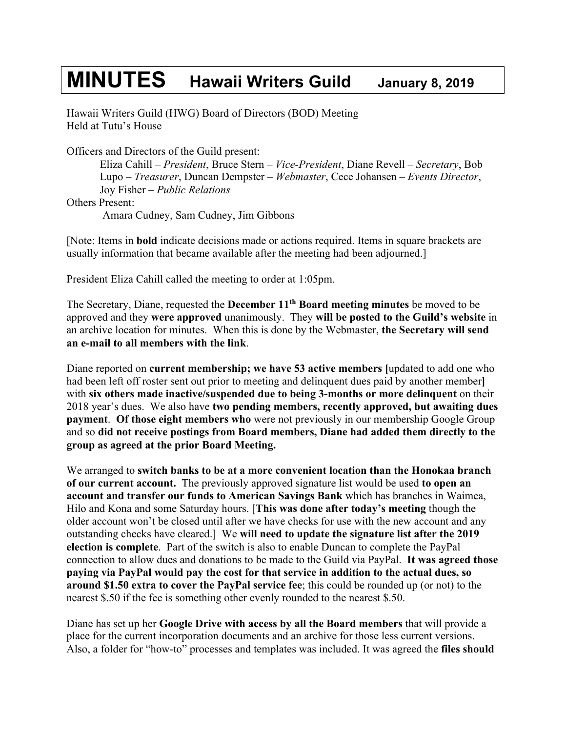# MINUTES Hawaii Writers Guild January 8, 2019

Hawaii Writers Guild (HWG) Board of Directors (BOD) Meeting
Held at Tutu's House

Officers and Directors of the Guild present:

Eliza Cahill – *President*, Bruce Stern – *Vice-President*, Diane Revell – *Secretary*, Bob Lupo – *Treasurer*, Duncan Dempster – *Webmaster*, Cece Johansen – *Events Director*, Joy Fisher – *Public Relations*

Others Present:

Amara Cudney, Sam Cudney, Jim Gibbons

[Note: Items in **bold** indicate decisions made or actions required. Items in square brackets are usually information that became available after the meeting had been adjourned.]

President Eliza Cahill called the meeting to order at 1:05pm.

The Secretary, Diane, requested the **December 11th Board meeting minutes** be moved to be approved and they **were approved** unanimously. They **will be posted to the Guild's website** in an archive location for minutes. When this is done by the Webmaster, **the Secretary will send an e-mail to all members with the link**.

Diane reported on **current membership; we have 53 active members [**updated to add one who had been left off roster sent out prior to meeting and delinquent dues paid by another member**]** with **six others made inactive/suspended due to being 3-months or more delinquent** on their 2018 year's dues. We also have **two pending members, recently approved, but awaiting dues payment**. **Of those eight members who** were not previously in our membership Google Group and so **did not receive postings from Board members, Diane had added them directly to the group as agreed at the prior Board Meeting.**

We arranged to **switch banks to be at a more convenient location than the Honokaa branch of our current account.** The previously approved signature list would be used **to open an account and transfer our funds to American Savings Bank** which has branches in Waimea, Hilo and Kona and some Saturday hours. [**This was done after today's meeting** though the older account won't be closed until after we have checks for use with the new account and any outstanding checks have cleared.] We **will need to update the signature list after the 2019 election is complete**. Part of the switch is also to enable Duncan to complete the PayPal connection to allow dues and donations to be made to the Guild via PayPal. **It was agreed those paying via PayPal would pay the cost for that service in addition to the actual dues, so around $1.50 extra to cover the PayPal service fee**; this could be rounded up (or not) to the nearest $.50 if the fee is something other evenly rounded to the nearest $.50.

Diane has set up her **Google Drive with access by all the Board members** that will provide a place for the current incorporation documents and an archive for those less current versions. Also, a folder for "how-to" processes and templates was included. It was agreed the **files should**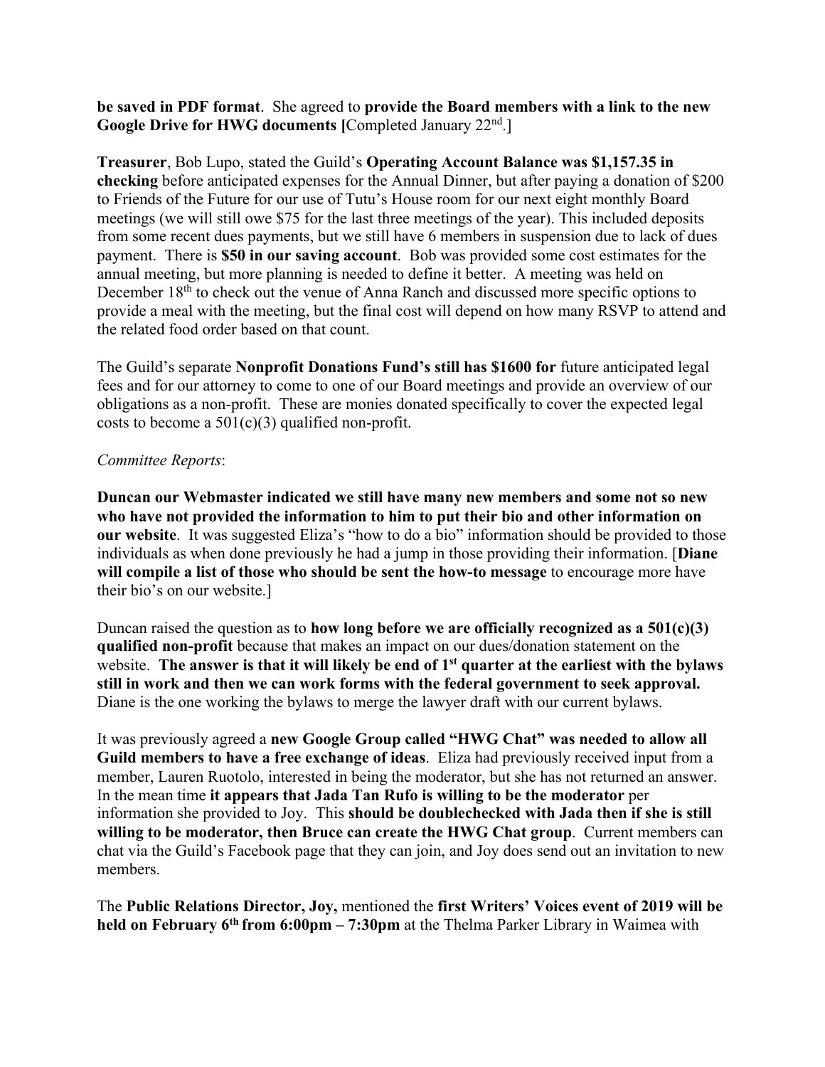**be saved in PDF format**. She agreed to **provide the Board members with a link to the new Google Drive for HWG documents [**Completed January 22nd.]

**Treasurer**, Bob Lupo, stated the Guild's **Operating Account Balance was $1,157.35 in checking** before anticipated expenses for the Annual Dinner, but after paying a donation of $200 to Friends of the Future for our use of Tutu's House room for our next eight monthly Board meetings (we will still owe $75 for the last three meetings of the year). This included deposits from some recent dues payments, but we still have 6 members in suspension due to lack of dues payment. There is **$50 in our saving account**. Bob was provided some cost estimates for the annual meeting, but more planning is needed to define it better. A meeting was held on December 18th to check out the venue of Anna Ranch and discussed more specific options to provide a meal with the meeting, but the final cost will depend on how many RSVP to attend and the related food order based on that count.

The Guild's separate **Nonprofit Donations Fund's still has $1600 for** future anticipated legal fees and for our attorney to come to one of our Board meetings and provide an overview of our obligations as a non-profit. These are monies donated specifically to cover the expected legal costs to become a 501(c)(3) qualified non-profit.

*Committee Reports*:

**Duncan our Webmaster indicated we still have many new members and some not so new who have not provided the information to him to put their bio and other information on our website**. It was suggested Eliza's "how to do a bio" information should be provided to those individuals as when done previously he had a jump in those providing their information. [**Diane will compile a list of those who should be sent the how-to message** to encourage more have their bio's on our website.]

Duncan raised the question as to **how long before we are officially recognized as a 501(c)(3) qualified non-profit** because that makes an impact on our dues/donation statement on the website. **The answer is that it will likely be end of 1st quarter at the earliest with the bylaws still in work and then we can work forms with the federal government to seek approval.** Diane is the one working the bylaws to merge the lawyer draft with our current bylaws.

It was previously agreed a **new Google Group called "HWG Chat" was needed to allow all Guild members to have a free exchange of ideas**. Eliza had previously received input from a member, Lauren Ruotolo, interested in being the moderator, but she has not returned an answer. In the mean time **it appears that Jada Tan Rufo is willing to be the moderator** per information she provided to Joy. This **should be doublechecked with Jada then if she is still willing to be moderator, then Bruce can create the HWG Chat group**. Current members can chat via the Guild's Facebook page that they can join, and Joy does send out an invitation to new members.

The **Public Relations Director, Joy,** mentioned the **first Writers' Voices event of 2019 will be held on February 6th from 6:00pm – 7:30pm** at the Thelma Parker Library in Waimea with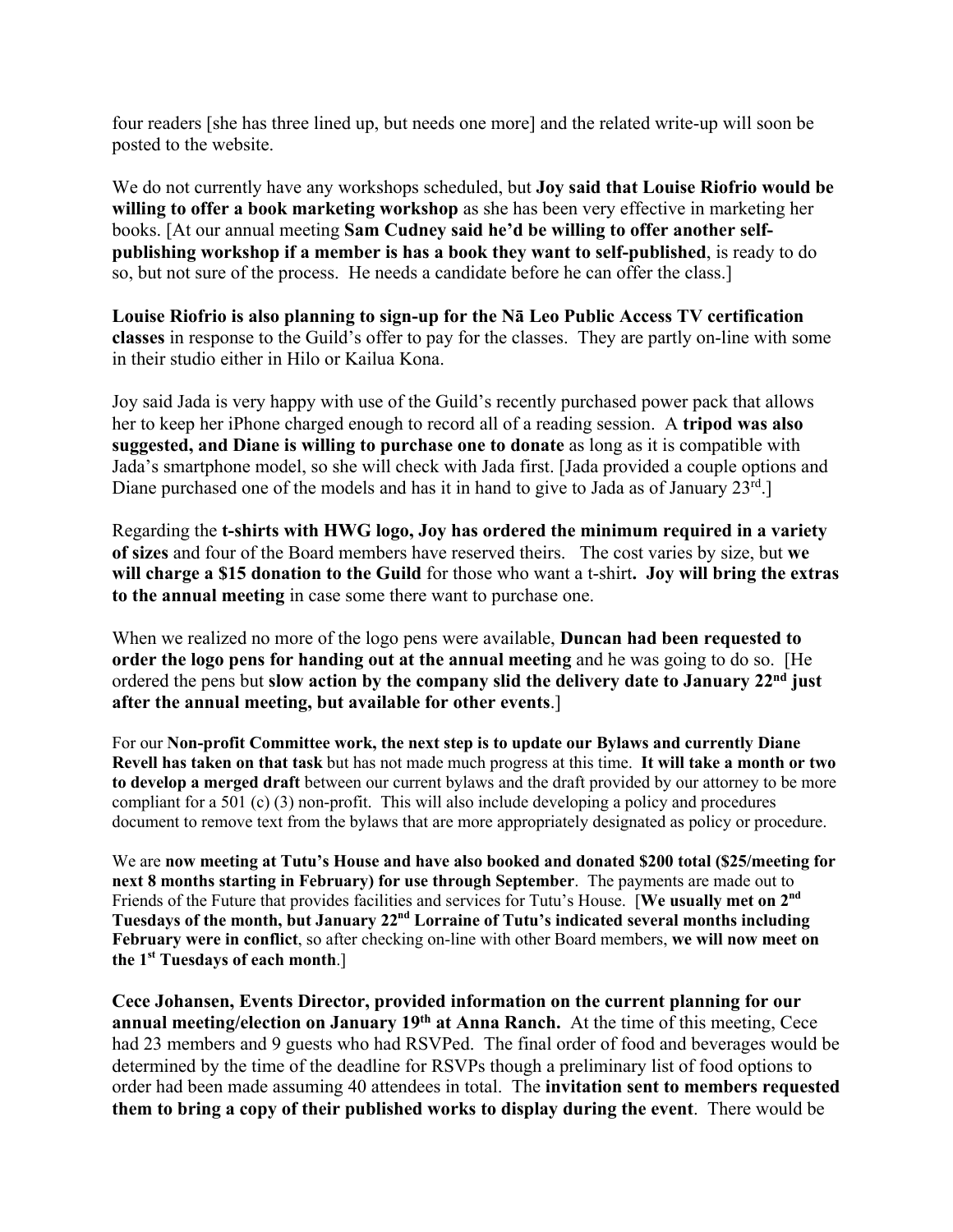four readers [she has three lined up, but needs one more] and the related write-up will soon be posted to the website.

We do not currently have any workshops scheduled, but **Joy said that Louise Riofrio would be willing to offer a book marketing workshop** as she has been very effective in marketing her books. [At our annual meeting **Sam Cudney said he'd be willing to offer another self-publishing workshop if a member is has a book they want to self-published**, is ready to do so, but not sure of the process. He needs a candidate before he can offer the class.]

**Louise Riofrio is also planning to sign-up for the Nā Leo Public Access TV certification classes** in response to the Guild's offer to pay for the classes. They are partly on-line with some in their studio either in Hilo or Kailua Kona.

Joy said Jada is very happy with use of the Guild's recently purchased power pack that allows her to keep her iPhone charged enough to record all of a reading session. A **tripod was also suggested, and Diane is willing to purchase one to donate** as long as it is compatible with Jada's smartphone model, so she will check with Jada first. [Jada provided a couple options and Diane purchased one of the models and has it in hand to give to Jada as of January 23rd.]

Regarding the **t-shirts with HWG logo, Joy has ordered the minimum required in a variety of sizes** and four of the Board members have reserved theirs. The cost varies by size, but **we will charge a $15 donation to the Guild** for those who want a t-shirt**. Joy will bring the extras to the annual meeting** in case some there want to purchase one.

When we realized no more of the logo pens were available, **Duncan had been requested to order the logo pens for handing out at the annual meeting** and he was going to do so. [He ordered the pens but **slow action by the company slid the delivery date to January 22nd just after the annual meeting, but available for other events**.]

For our **Non-profit Committee work, the next step is to update our Bylaws and currently Diane Revell has taken on that task** but has not made much progress at this time. **It will take a month or two to develop a merged draft** between our current bylaws and the draft provided by our attorney to be more compliant for a 501 (c) (3) non-profit. This will also include developing a policy and procedures document to remove text from the bylaws that are more appropriately designated as policy or procedure.

We are **now meeting at Tutu's House and have also booked and donated $200 total ($25/meeting for next 8 months starting in February) for use through September**. The payments are made out to Friends of the Future that provides facilities and services for Tutu's House. [**We usually met on 2nd Tuesdays of the month, but January 22nd Lorraine of Tutu's indicated several months including February were in conflict**, so after checking on-line with other Board members, **we will now meet on the 1st Tuesdays of each month**.]

**Cece Johansen, Events Director, provided information on the current planning for our annual meeting/election on January 19th at Anna Ranch.** At the time of this meeting, Cece had 23 members and 9 guests who had RSVPed. The final order of food and beverages would be determined by the time of the deadline for RSVPs though a preliminary list of food options to order had been made assuming 40 attendees in total. The **invitation sent to members requested them to bring a copy of their published works to display during the event**. There would be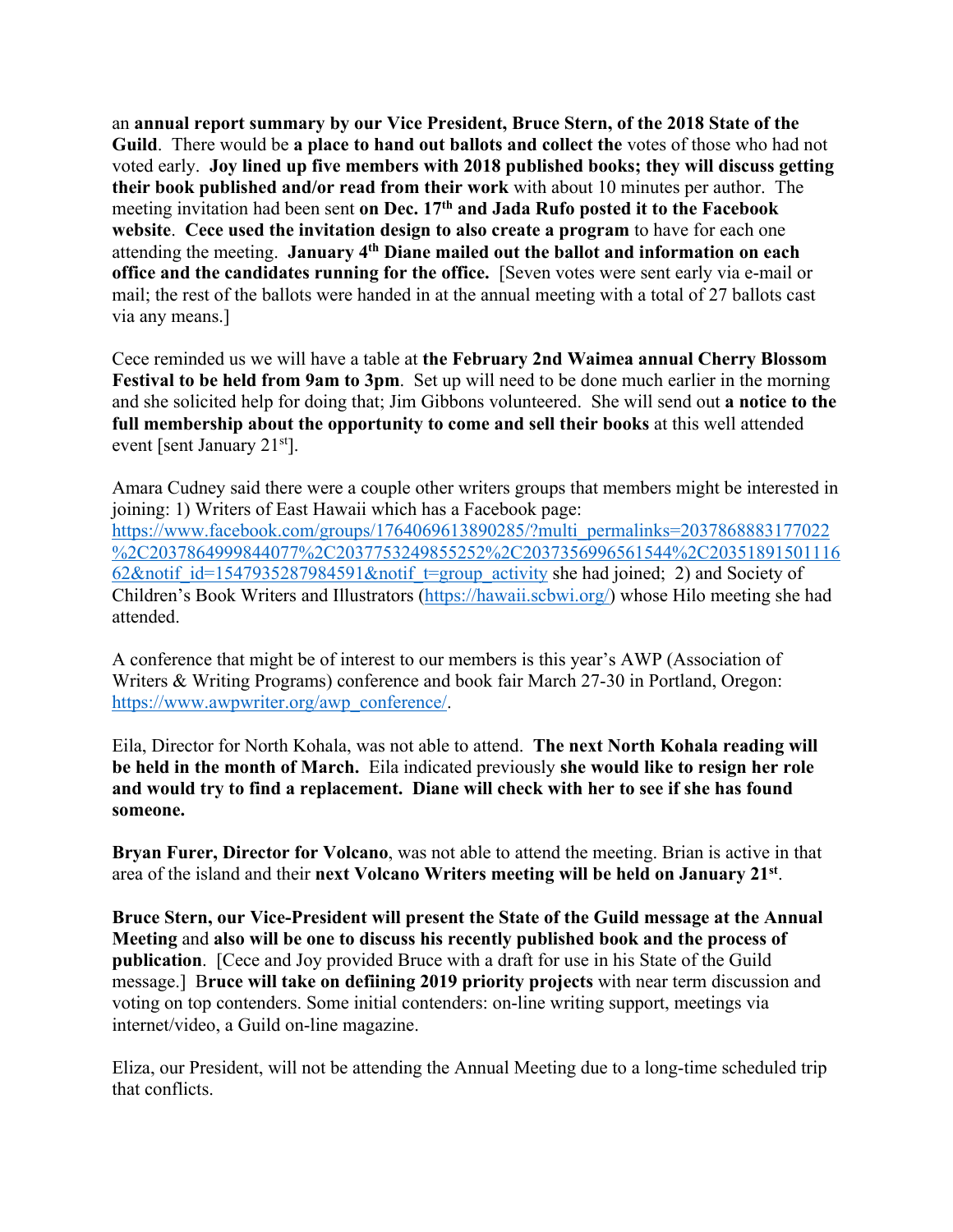an **annual report summary by our Vice President, Bruce Stern, of the 2018 State of the Guild**. There would be **a place to hand out ballots and collect the** votes of those who had not voted early. **Joy lined up five members with 2018 published books; they will discuss getting their book published and/or read from their work** with about 10 minutes per author. The meeting invitation had been sent **on Dec. 17th and Jada Rufo posted it to the Facebook website**. **Cece used the invitation design to also create a program** to have for each one attending the meeting. **January 4th Diane mailed out the ballot and information on each office and the candidates running for the office.** [Seven votes were sent early via e-mail or mail; the rest of the ballots were handed in at the annual meeting with a total of 27 ballots cast via any means.]

Cece reminded us we will have a table at **the February 2nd Waimea annual Cherry Blossom Festival to be held from 9am to 3pm**. Set up will need to be done much earlier in the morning and she solicited help for doing that; Jim Gibbons volunteered. She will send out **a notice to the full membership about the opportunity to come and sell their books** at this well attended event [sent January 21st].

Amara Cudney said there were a couple other writers groups that members might be interested in joining: 1) Writers of East Hawaii which has a Facebook page: https://www.facebook.com/groups/1764069613890285/?multi_permalinks=2037868883177022%2C2037864999844077%2C2037753249855252%2C2037356996561544%2C2035189150111662&notif_id=1547935287984591&notif_t=group_activity she had joined; 2) and Society of Children's Book Writers and Illustrators (https://hawaii.scbwi.org/) whose Hilo meeting she had attended.

A conference that might be of interest to our members is this year's AWP (Association of Writers & Writing Programs) conference and book fair March 27-30 in Portland, Oregon: https://www.awpwriter.org/awp_conference/.

Eila, Director for North Kohala, was not able to attend. **The next North Kohala reading will be held in the month of March.** Eila indicated previously **she would like to resign her role and would try to find a replacement. Diane will check with her to see if she has found someone.**

**Bryan Furer, Director for Volcano**, was not able to attend the meeting. Brian is active in that area of the island and their **next Volcano Writers meeting will be held on January 21st**.

**Bruce Stern, our Vice-President will present the State of the Guild message at the Annual Meeting** and **also will be one to discuss his recently published book and the process of publication**. [Cece and Joy provided Bruce with a draft for use in his State of the Guild message.] B**ruce will take on defiining 2019 priority projects** with near term discussion and voting on top contenders. Some initial contenders: on-line writing support, meetings via internet/video, a Guild on-line magazine.

Eliza, our President, will not be attending the Annual Meeting due to a long-time scheduled trip that conflicts.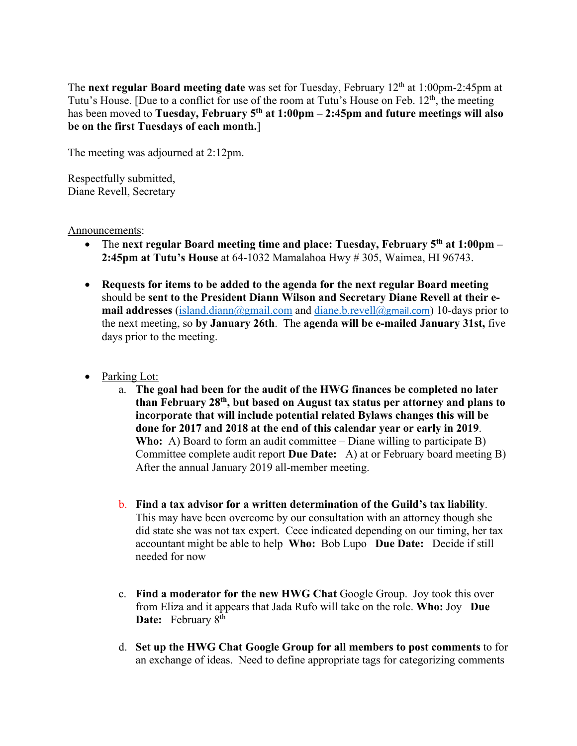The **next regular Board meeting date** was set for Tuesday, February 12th at 1:00pm-2:45pm at Tutu's House. [Due to a conflict for use of the room at Tutu's House on Feb. 12th, the meeting has been moved to **Tuesday, February 5th at 1:00pm – 2:45pm and future meetings will also be on the first Tuesdays of each month.**]

The meeting was adjourned at 2:12pm.

Respectfully submitted,
Diane Revell, Secretary

Announcements:

- The **next regular Board meeting time and place: Tuesday, February 5th at 1:00pm – 2:45pm at Tutu's House** at 64-1032 Mamalahoa Hwy # 305, Waimea, HI 96743.

- **Requests for items to be added to the agenda for the next regular Board meeting** should be **sent to the President Diann Wilson and Secretary Diane Revell at their e-mail addresses** (island.diann@gmail.com and diane.b.revell@gmail.com) 10-days prior to the next meeting, so **by January 26th**. The **agenda will be e-mailed January 31st,** five days prior to the meeting.

- Parking Lot:
  a. **The goal had been for the audit of the HWG finances be completed no later than February 28th, but based on August tax status per attorney and plans to incorporate that will include potential related Bylaws changes this will be done for 2017 and 2018 at the end of this calendar year or early in 2019**. **Who:** A) Board to form an audit committee – Diane willing to participate B) Committee complete audit report **Due Date:** A) at or February board meeting B) After the annual January 2019 all-member meeting.

  b. **Find a tax advisor for a written determination of the Guild's tax liability**. This may have been overcome by our consultation with an attorney though she did state she was not tax expert. Cece indicated depending on our timing, her tax accountant might be able to help **Who:** Bob Lupo **Due Date:** Decide if still needed for now

  c. **Find a moderator for the new HWG Chat** Google Group. Joy took this over from Eliza and it appears that Jada Rufo will take on the role. **Who:** Joy **Due Date:** February 8th

  d. **Set up the HWG Chat Google Group for all members to post comments** to for an exchange of ideas. Need to define appropriate tags for categorizing comments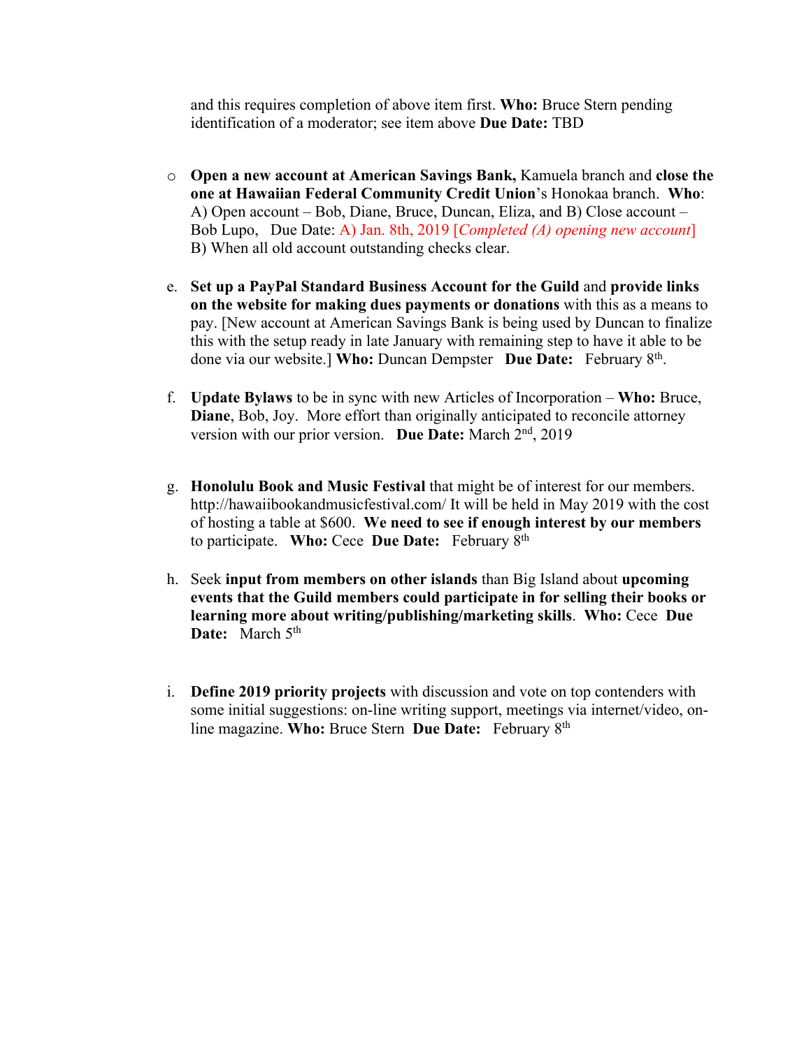and this requires completion of above item first. **Who:** Bruce Stern pending identification of a moderator; see item above **Due Date:** TBD

- **Open a new account at American Savings Bank,** Kamuela branch and **close the one at Hawaiian Federal Community Credit Union**'s Honokaa branch. **Who**: A) Open account – Bob, Diane, Bruce, Duncan, Eliza, and B) Close account – Bob Lupo, Due Date: A) Jan. 8th, 2019 [*Completed (A) opening new account*] B) When all old account outstanding checks clear.

e. **Set up a PayPal Standard Business Account for the Guild** and **provide links on the website for making dues payments or donations** with this as a means to pay. [New account at American Savings Bank is being used by Duncan to finalize this with the setup ready in late January with remaining step to have it able to be done via our website.] **Who:** Duncan Dempster **Due Date:** February 8th.

f. **Update Bylaws** to be in sync with new Articles of Incorporation – **Who:** Bruce, **Diane**, Bob, Joy. More effort than originally anticipated to reconcile attorney version with our prior version. **Due Date:** March 2nd, 2019

g. **Honolulu Book and Music Festival** that might be of interest for our members. http://hawaiibookandmusicfestival.com/ It will be held in May 2019 with the cost of hosting a table at $600. **We need to see if enough interest by our members** to participate. **Who:** Cece **Due Date:** February 8th

h. Seek **input from members on other islands** than Big Island about **upcoming events that the Guild members could participate in for selling their books or learning more about writing/publishing/marketing skills**. **Who:** Cece **Due Date:** March 5th

i. **Define 2019 priority projects** with discussion and vote on top contenders with some initial suggestions: on-line writing support, meetings via internet/video, on-line magazine. **Who:** Bruce Stern **Due Date:** February 8th